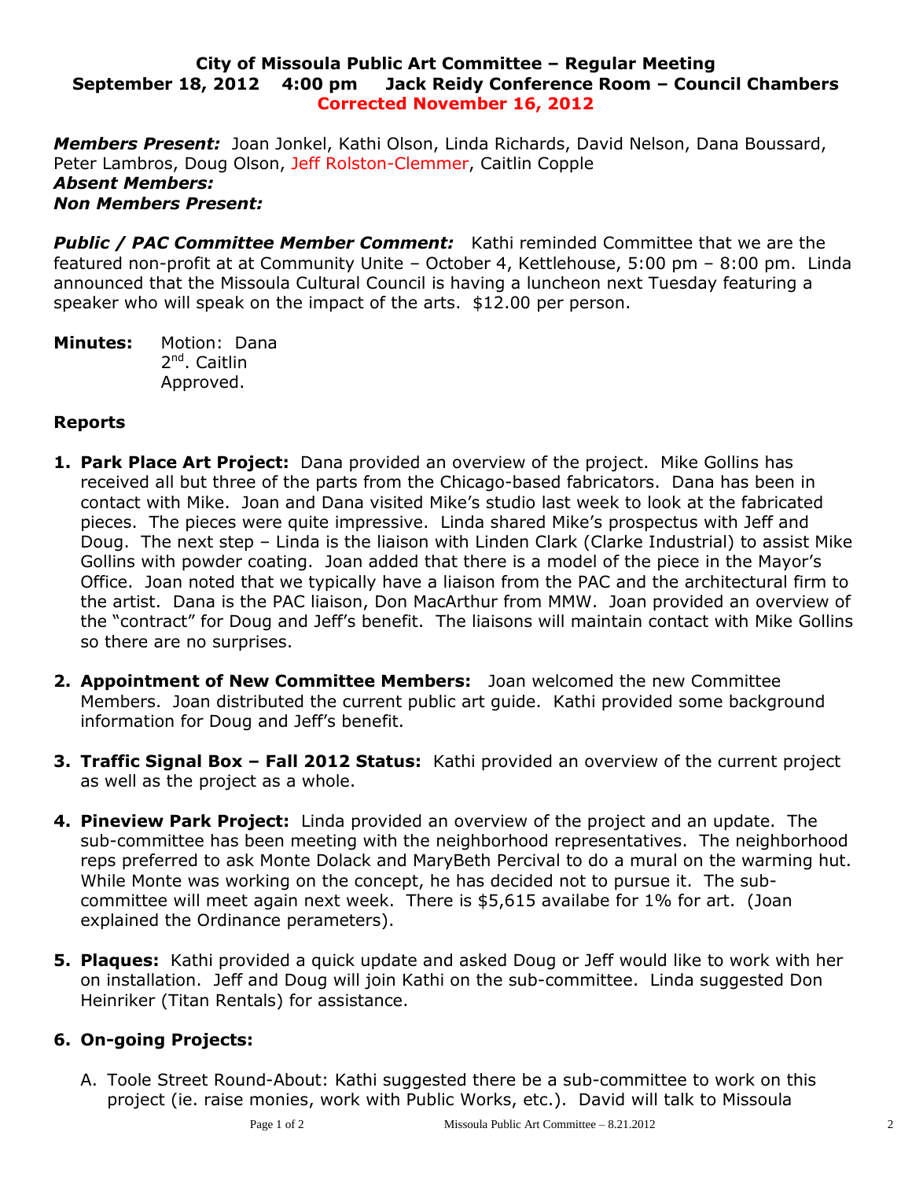**City of Missoula Public Art Committee – Regular Meeting**
**September 18, 2012 4:00 pm Jack Reidy Conference Room – Council Chambers**
**Corrected November 16, 2012**

***Members Present:*** Joan Jonkel, Kathi Olson, Linda Richards, David Nelson, Dana Boussard, Peter Lambros, Doug Olson, Jeff Rolston-Clemmer, Caitlin Copple
***Absent Members:***
***Non Members Present:***

***Public / PAC Committee Member Comment:*** Kathi reminded Committee that we are the featured non-profit at at Community Unite – October 4, Kettlehouse, 5:00 pm – 8:00 pm. Linda announced that the Missoula Cultural Council is having a luncheon next Tuesday featuring a speaker who will speak on the impact of the arts. $12.00 per person.

**Minutes:** Motion: Dana
2nd. Caitlin
Approved.

## Reports

1. **Park Place Art Project:** Dana provided an overview of the project. Mike Gollins has received all but three of the parts from the Chicago-based fabricators. Dana has been in contact with Mike. Joan and Dana visited Mike's studio last week to look at the fabricated pieces. The pieces were quite impressive. Linda shared Mike's prospectus with Jeff and Doug. The next step – Linda is the liaison with Linden Clark (Clarke Industrial) to assist Mike Gollins with powder coating. Joan added that there is a model of the piece in the Mayor's Office. Joan noted that we typically have a liaison from the PAC and the architectural firm to the artist. Dana is the PAC liaison, Don MacArthur from MMW. Joan provided an overview of the "contract" for Doug and Jeff's benefit. The liaisons will maintain contact with Mike Gollins so there are no surprises.

2. **Appointment of New Committee Members:** Joan welcomed the new Committee Members. Joan distributed the current public art guide. Kathi provided some background information for Doug and Jeff's benefit.

3. **Traffic Signal Box – Fall 2012 Status:** Kathi provided an overview of the current project as well as the project as a whole.

4. **Pineview Park Project:** Linda provided an overview of the project and an update. The sub-committee has been meeting with the neighborhood representatives. The neighborhood reps preferred to ask Monte Dolack and MaryBeth Percival to do a mural on the warming hut. While Monte was working on the concept, he has decided not to pursue it. The sub-committee will meet again next week. There is $5,615 availabe for 1% for art. (Joan explained the Ordinance perameters).

5. **Plaques:** Kathi provided a quick update and asked Doug or Jeff would like to work with her on installation. Jeff and Doug will join Kathi on the sub-committee. Linda suggested Don Heinriker (Titan Rentals) for assistance.

6. **On-going Projects:**

   A. Toole Street Round-About: Kathi suggested there be a sub-committee to work on this project (ie. raise monies, work with Public Works, etc.). David will talk to Missoula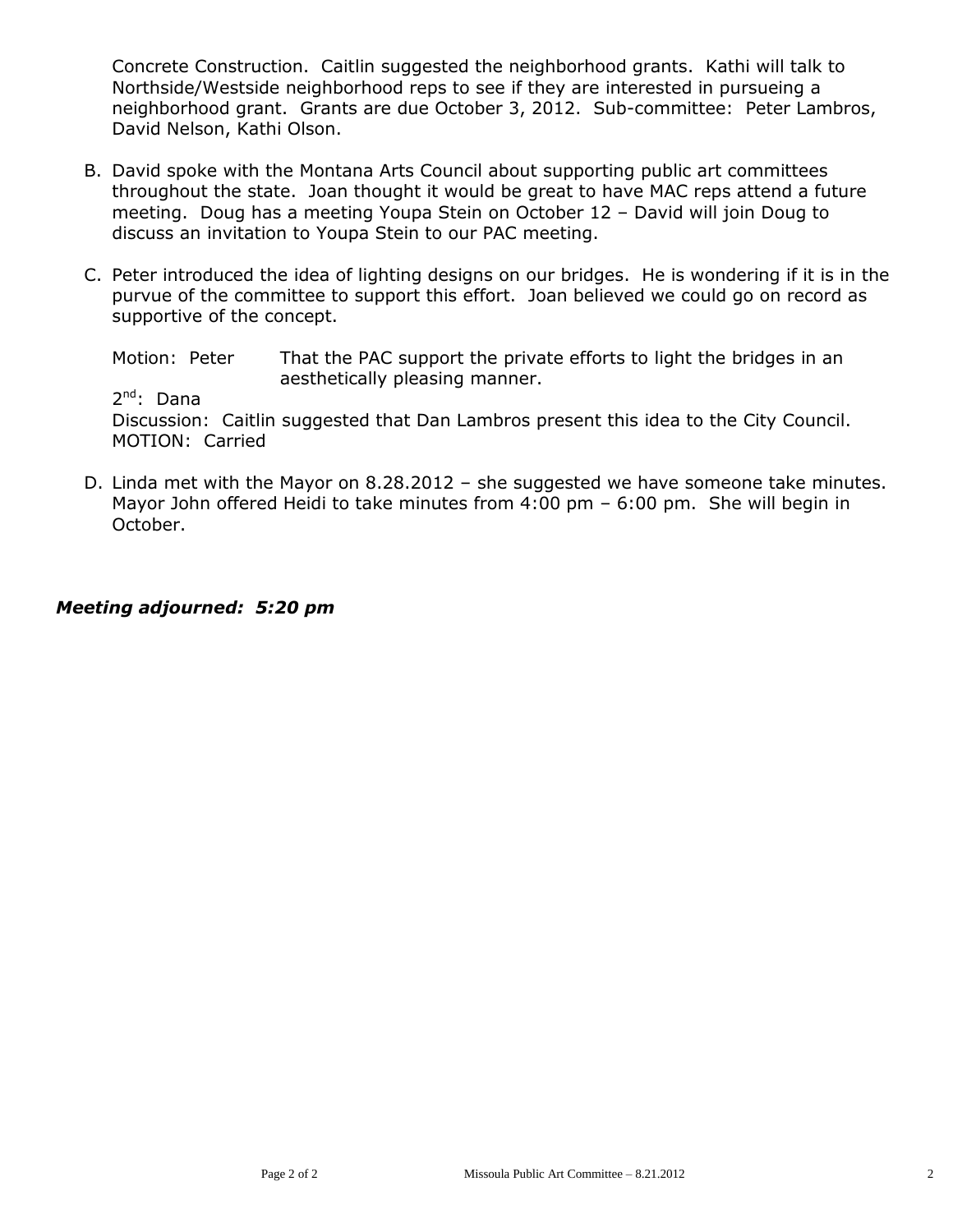Concrete Construction. Caitlin suggested the neighborhood grants. Kathi will talk to Northside/Westside neighborhood reps to see if they are interested in pursueing a neighborhood grant. Grants are due October 3, 2012. Sub-committee: Peter Lambros, David Nelson, Kathi Olson.

B. David spoke with the Montana Arts Council about supporting public art committees throughout the state. Joan thought it would be great to have MAC reps attend a future meeting. Doug has a meeting Youpa Stein on October 12 – David will join Doug to discuss an invitation to Youpa Stein to our PAC meeting.

C. Peter introduced the idea of lighting designs on our bridges. He is wondering if it is in the purvue of the committee to support this effort. Joan believed we could go on record as supportive of the concept.

   Motion: Peter    That the PAC support the private efforts to light the bridges in an aesthetically pleasing manner.

   2nd: Dana

   Discussion: Caitlin suggested that Dan Lambros present this idea to the City Council.

   MOTION: Carried

D. Linda met with the Mayor on 8.28.2012 – she suggested we have someone take minutes. Mayor John offered Heidi to take minutes from 4:00 pm – 6:00 pm. She will begin in October.

***Meeting adjourned: 5:20 pm***